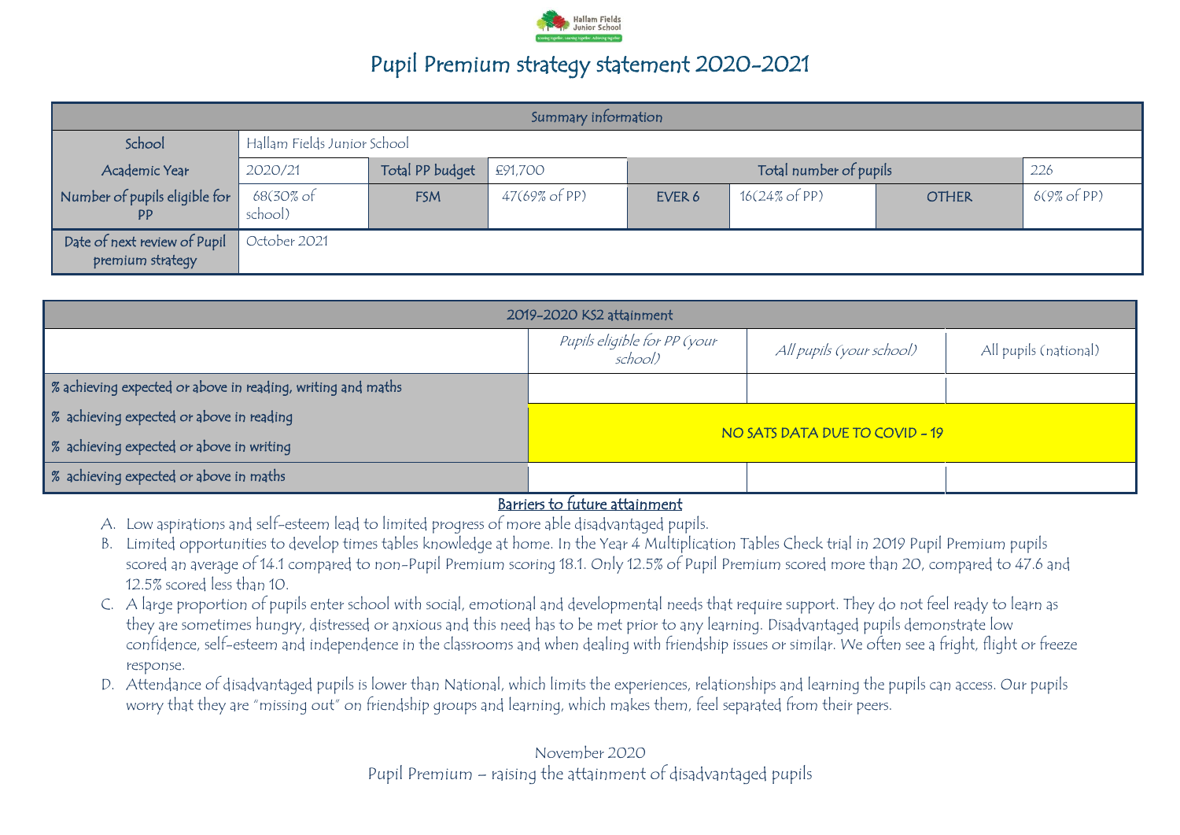# Pupil Premium strategy statement 2020-2021

| Summary information | | | | | | | |
|---|---|---|---|---|---|---|---|
| School | Hallam Fields Junior School | | | | | | |
| Academic Year | 2020/21 | Total PP budget | £91,700 | Total number of pupils | | | 226 |
| Number of pupils eligible for PP | 68(30% of school) | FSM | 47(69% of PP) | EVER 6 | 16(24% of PP) | OTHER | 6(9% of PP) |
| Date of next review of Pupil premium strategy | October 2021 | | | | | | |

| 2019-2020 KS2 attainment | | | |
|---|---|---|---|
| | *Pupils eligible for PP (your school)* | *All pupils (your school)* | All pupils (national) |
| % achieving expected or above in reading, writing and maths | | | |
| % achieving expected or above in reading | NO SATS DATA DUE TO COVID - 19 | | |
| % achieving expected or above in writing | | | |
| % achieving expected or above in maths | | | |

## Barriers to future attainment

A. Low aspirations and self-esteem lead to limited progress of more able disadvantaged pupils.

B. Limited opportunities to develop times tables knowledge at home. In the Year 4 Multiplication Tables Check trial in 2019 Pupil Premium pupils scored an average of 14.1 compared to non-Pupil Premium scoring 18.1. Only 12.5% of Pupil Premium scored more than 20, compared to 47.6 and 12.5% scored less than 10.

C. A large proportion of pupils enter school with social, emotional and developmental needs that require support. They do not feel ready to learn as they are sometimes hungry, distressed or anxious and this need has to be met prior to any learning. Disadvantaged pupils demonstrate low confidence, self-esteem and independence in the classrooms and when dealing with friendship issues or similar. We often see a fright, flight or freeze response.

D. Attendance of disadvantaged pupils is lower than National, which limits the experiences, relationships and learning the pupils can access. Our pupils worry that they are "missing out" on friendship groups and learning, which makes them, feel separated from their peers.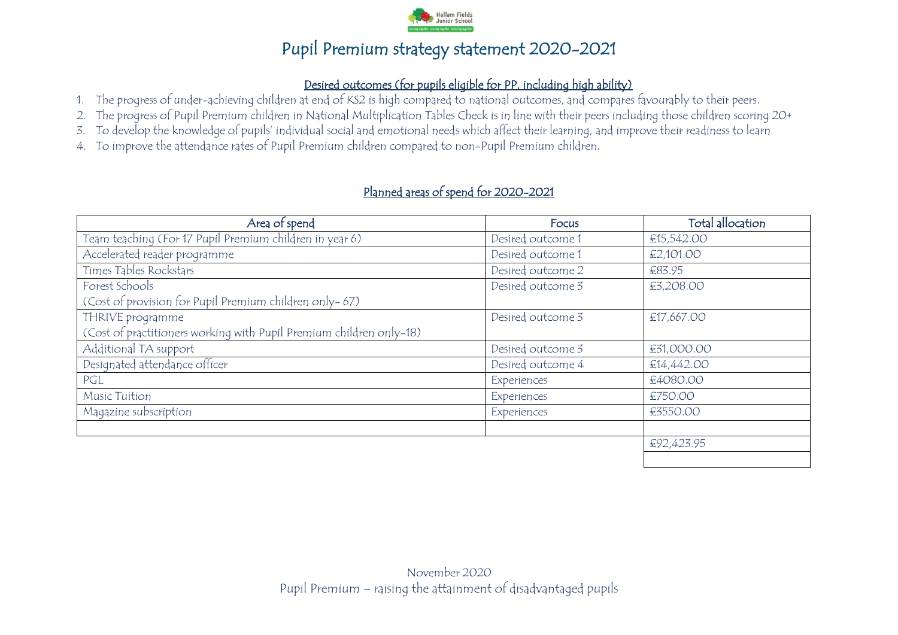# Pupil Premium strategy statement 2020-2021

## Desired outcomes (for pupils eligible for PP, including high ability)

1. The progress of under-achieving children at end of KS2 is high compared to national outcomes, and compares favourably to their peers.
2. The progress of Pupil Premium children in National Multiplication Tables Check is in line with their peers including those children scoring 20+
3. To develop the knowledge of pupils' individual social and emotional needs which affect their learning, and improve their readiness to learn
4. To improve the attendance rates of Pupil Premium children compared to non-Pupil Premium children.

## Planned areas of spend for 2020-2021

| Area of spend | Focus | Total allocation |
|---|---|---|
| Team teaching (For 17 Pupil Premium children in year 6) | Desired outcome 1 | £15,542.00 |
| Accelerated reader programme | Desired outcome 1 | £2,101.00 |
| Times Tables Rockstars | Desired outcome 2 | £83.95 |
| Forest Schools<br>(Cost of provision for Pupil Premium children only- 67) | Desired outcome 3 | £3,208.00 |
| THRIVE programme<br>(Cost of practitioners working with Pupil Premium children only-18) | Desired outcome 3 | £17,667.00 |
| Additional TA support | Desired outcome 3 | £31,000.00 |
| Designated attendance officer | Desired outcome 4 | £14,442.00 |
| PGL | Experiences | £4080.00 |
| Music Tuition | Experiences | £750.00 |
| Magazine subscription | Experiences | £3550.00 |
| | | |
| | | £92,423.95 |
| | | |

November 2020
Pupil Premium – raising the attainment of disadvantaged pupils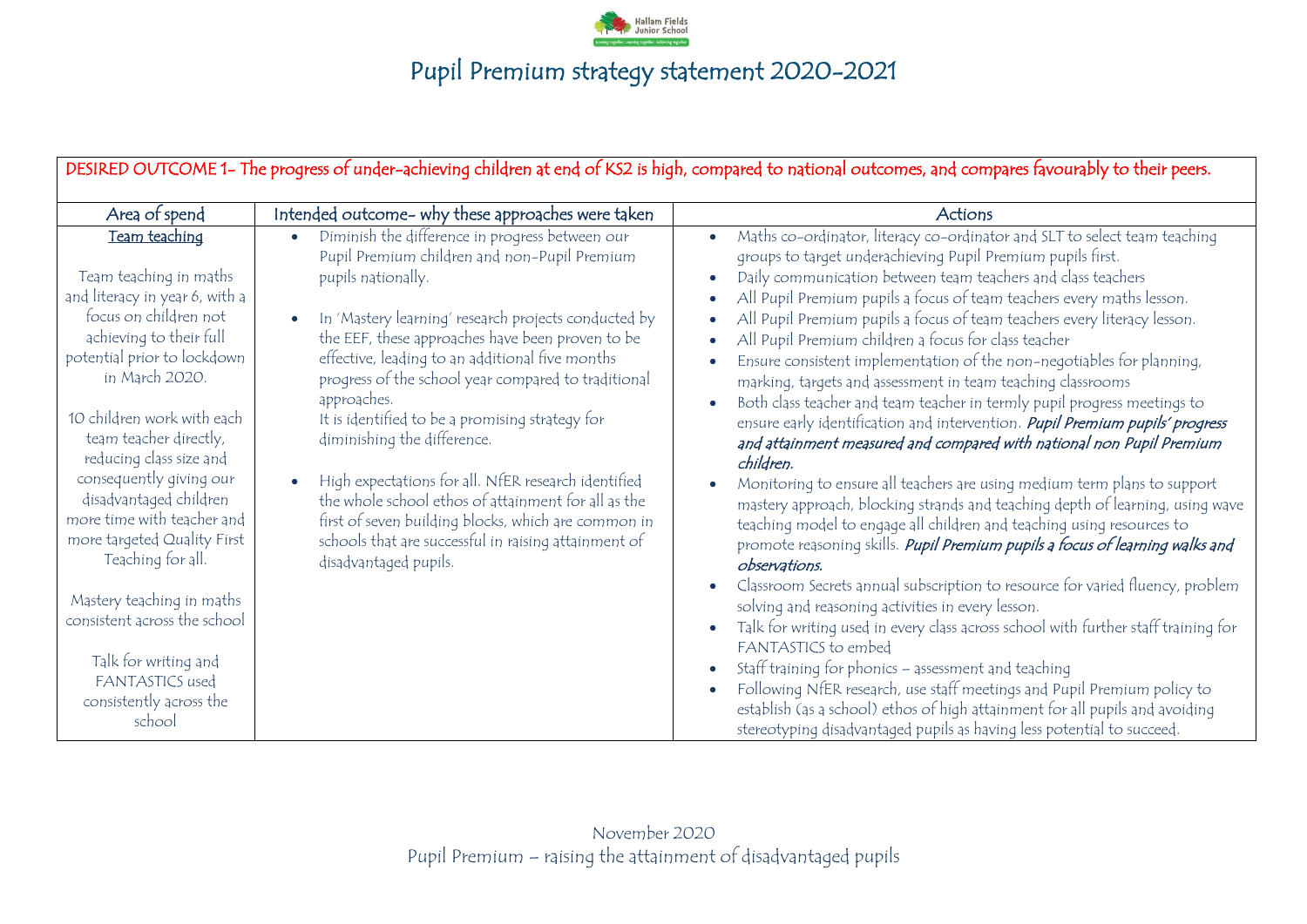# Pupil Premium strategy statement 2020-2021

| DESIRED OUTCOME 1- The progress of under-achieving children at end of KS2 is high, compared to national outcomes, and compares favourably to their peers. | | |
|---|---|---|
| **Area of spend** | **Intended outcome- why these approaches were taken** | **Actions** |
| Team teaching<br><br>Team teaching in maths and literacy in year 6, with a focus on children not achieving to their full potential prior to lockdown in March 2020.<br><br>10 children work with each team teacher directly, reducing class size and consequently giving our disadvantaged children more time with teacher and more targeted Quality First Teaching for all.<br><br>Mastery teaching in maths consistent across the school<br><br>Talk for writing and FANTASTICS used consistently across the school | • Diminish the difference in progress between our Pupil Premium children and non-Pupil Premium pupils nationally.<br><br>• In 'Mastery learning' research projects conducted by the EEF, these approaches have been proven to be effective, leading to an additional five months progress of the school year compared to traditional approaches. It is identified to be a promising strategy for diminishing the difference.<br><br>• High expectations for all. NfER research identified the whole school ethos of attainment for all as the first of seven building blocks, which are common in schools that are successful in raising attainment of disadvantaged pupils. | • Maths co-ordinator, literacy co-ordinator and SLT to select team teaching groups to target underachieving Pupil Premium pupils first.<br>• Daily communication between team teachers and class teachers<br>• All Pupil Premium pupils a focus of team teachers every maths lesson.<br>• All Pupil Premium pupils a focus of team teachers every literacy lesson.<br>• All Pupil Premium children a focus for class teacher<br>• Ensure consistent implementation of the non-negotiables for planning, marking, targets and assessment in team teaching classrooms<br>• Both class teacher and team teacher in termly pupil progress meetings to ensure early identification and intervention. ***Pupil Premium pupils' progress and attainment measured and compared with national non Pupil Premium children.***<br>• Monitoring to ensure all teachers are using medium term plans to support mastery approach, blocking strands and teaching depth of learning, using wave teaching model to engage all children and teaching using resources to promote reasoning skills. ***Pupil Premium pupils a focus of learning walks and observations.***<br>• Classroom Secrets annual subscription to resource for varied fluency, problem solving and reasoning activities in every lesson.<br>• Talk for writing used in every class across school with further staff training for FANTASTICS to embed<br>• Staff training for phonics – assessment and teaching<br>• Following NfER research, use staff meetings and Pupil Premium policy to establish (as a school) ethos of high attainment for all pupils and avoiding stereotyping disadvantaged pupils as having less potential to succeed. |

November 2020
Pupil Premium – raising the attainment of disadvantaged pupils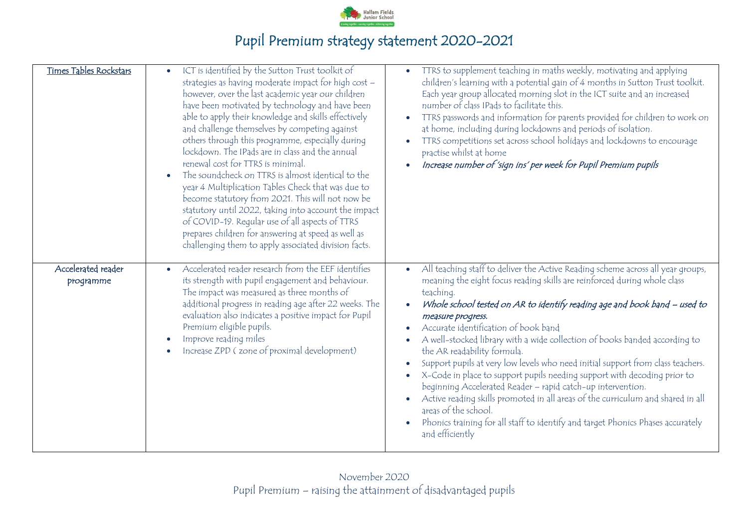# Pupil Premium strategy statement 2020-2021

| | | |
|---|---|---|
| Times Tables Rockstars | • ICT is identified by the Sutton Trust toolkit of strategies as having moderate impact for high cost – however, over the last academic year our children have been motivated by technology and have been able to apply their knowledge and skills effectively and challenge themselves by competing against others through this programme, especially during lockdown. The IPads are in class and the annual renewal cost for TTRS is minimal.<br>• The soundcheck on TTRS is almost identical to the year 4 Multiplication Tables Check that was due to become statutory from 2021. This will not now be statutory until 2022, taking into account the impact of COVID-19. Regular use of all aspects of TTRS prepares children for answering at speed as well as challenging them to apply associated division facts. | • TTRS to supplement teaching in maths weekly, motivating and applying children's learning with a potential gain of 4 months in Sutton Trust toolkit. Each year group allocated morning slot in the ICT suite and an increased number of class IPads to facilitate this.<br>• TTRS passwords and information for parents provided for children to work on at home, including during lockdowns and periods of isolation.<br>• TTRS competitions set across school holidays and lockdowns to encourage practise whilst at home<br>• *Increase number of 'sign ins' per week for Pupil Premium pupils* |
| Accelerated reader programme | • Accelerated reader research from the EEF identifies its strength with pupil engagement and behaviour. The impact was measured as three months of additional progress in reading age after 22 weeks. The evaluation also indicates a positive impact for Pupil Premium eligible pupils.<br>• Improve reading miles<br>• Increase ZPD ( zone of proximal development) | • All teaching staff to deliver the Active Reading scheme across all year groups, meaning the eight focus reading skills are reinforced during whole class teaching.<br>• *Whole school tested on AR to identify reading age and book band – used to measure progress.*<br>• Accurate identification of book band<br>• A well-stocked library with a wide collection of books banded according to the AR readability formula.<br>• Support pupils at very low levels who need initial support from class teachers.<br>• X-Code in place to support pupils needing support with decoding prior to beginning Accelerated Reader – rapid catch-up intervention.<br>• Active reading skills promoted in all areas of the curriculum and shared in all areas of the school.<br>• Phonics training for all staff to identify and target Phonics Phases accurately and efficiently |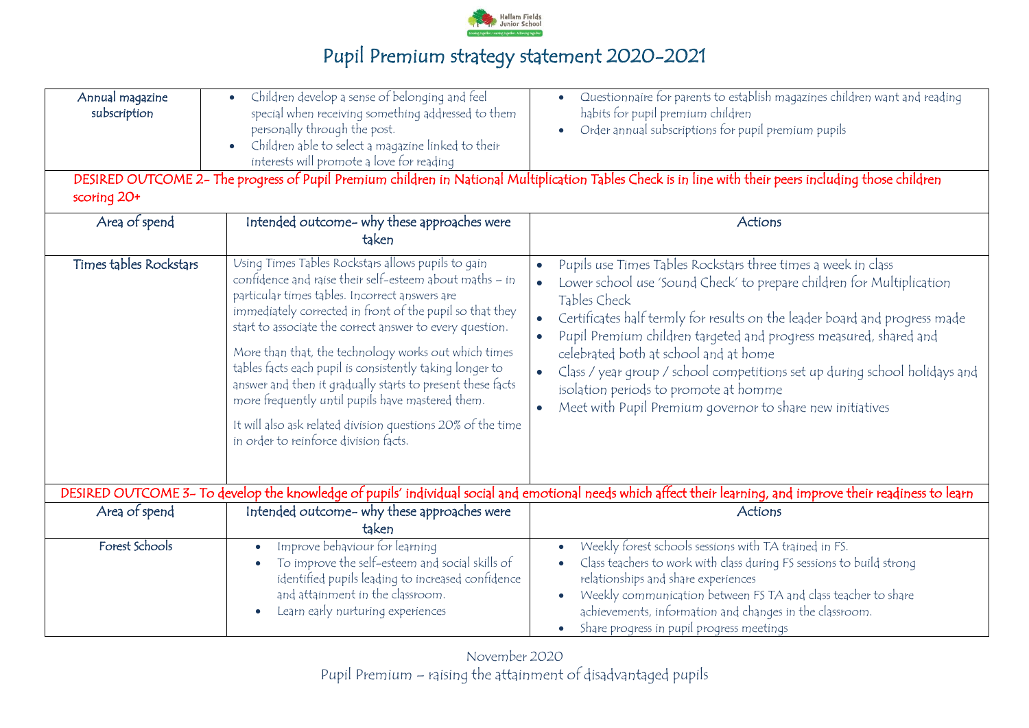# Pupil Premium strategy statement 2020-2021

| Annual magazine subscription | • Children develop a sense of belonging and feel special when receiving something addressed to them personally through the post.<br>• Children able to select a magazine linked to their interests will promote a love for reading | • Questionnaire for parents to establish magazines children want and reading habits for pupil premium children<br>• Order annual subscriptions for pupil premium pupils |
|---|---|---|

**DESIRED OUTCOME 2- The progress of Pupil Premium children in National Multiplication Tables Check is in line with their peers including those children scoring 20+**

| Area of spend | Intended outcome- why these approaches were taken | Actions |
|---|---|---|
| Times tables Rockstars | Using Times Tables Rockstars allows pupils to gain confidence and raise their self-esteem about maths – in particular times tables. Incorrect answers are immediately corrected in front of the pupil so that they start to associate the correct answer to every question.<br><br>More than that, the technology works out which times tables facts each pupil is consistently taking longer to answer and then it gradually starts to present these facts more frequently until pupils have mastered them.<br><br>It will also ask related division questions 20% of the time in order to reinforce division facts. | • Pupils use Times Tables Rockstars three times a week in class<br>• Lower school use 'Sound Check' to prepare children for Multiplication Tables Check<br>• Certificates half termly for results on the leader board and progress made<br>• Pupil Premium children targeted and progress measured, shared and celebrated both at school and at home<br>• Class / year group / school competitions set up during school holidays and isolation periods to promote at homme<br>• Meet with Pupil Premium governor to share new initiatives |

**DESIRED OUTCOME 3- To develop the knowledge of pupils' individual social and emotional needs which affect their learning, and improve their readiness to learn**

| Area of spend | Intended outcome- why these approaches were taken | Actions |
|---|---|---|
| Forest Schools | • Improve behaviour for learning<br>• To improve the self-esteem and social skills of identified pupils leading to increased confidence and attainment in the classroom.<br>• Learn early nurturing experiences | • Weekly forest schools sessions with TA trained in FS.<br>• Class teachers to work with class during FS sessions to build strong relationships and share experiences<br>• Weekly communication between FS TA and class teacher to share achievements, information and changes in the classroom.<br>• Share progress in pupil progress meetings |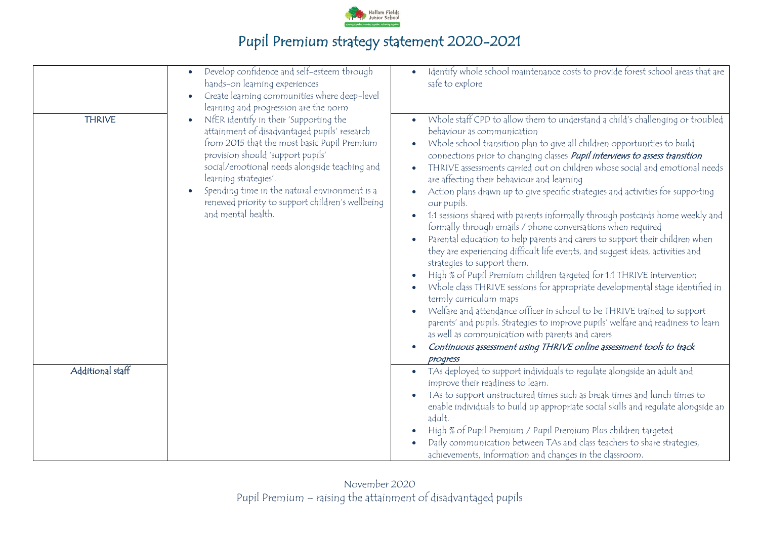# Pupil Premium strategy statement 2020-2021

| | | |
|---|---|---|
| | • Develop confidence and self-esteem through hands-on learning experiences<br>• Create learning communities where deep-level learning and progression are the norm | • Identify whole school maintenance costs to provide forest school areas that are safe to explore |
| THRIVE | • NfER identify in their 'Supporting the attainment of disadvantaged pupils' research from 2015 that the most basic Pupil Premium provision should 'support pupils' social/emotional needs alongside teaching and learning strategies'.<br>• Spending time in the natural environment is a renewed priority to support children's wellbeing and mental health. | • Whole staff CPD to allow them to understand a child's challenging or troubled behaviour as communication<br>• Whole school transition plan to give all children opportunities to build connections prior to changing classes ***Pupil interviews to assess transition***<br>• THRIVE assessments carried out on children whose social and emotional needs are affecting their behaviour and learning<br>• Action plans drawn up to give specific strategies and activities for supporting our pupils.<br>• 1:1 sessions shared with parents informally through postcards home weekly and formally through emails / phone conversations when required<br>• Parental education to help parents and carers to support their children when they are experiencing difficult life events, and suggest ideas, activities and strategies to support them.<br>• High % of Pupil Premium children targeted for 1:1 THRIVE intervention<br>• Whole class THRIVE sessions for appropriate developmental stage identified in termly curriculum maps<br>• Welfare and attendance officer in school to be THRIVE trained to support parents' and pupils. Strategies to improve pupils' welfare and readiness to learn as well as communication with parents and carers<br>• *Continuous assessment using THRIVE online assessment tools to track progress* |
| Additional staff | | • TAs deployed to support individuals to regulate alongside an adult and improve their readiness to learn.<br>• TAs to support unstructured times such as break times and lunch times to enable individuals to build up appropriate social skills and regulate alongside an adult.<br>• High % of Pupil Premium / Pupil Premium Plus children targeted<br>• Daily communication between TAs and class teachers to share strategies, achievements, information and changes in the classroom. |

November 2020
Pupil Premium – raising the attainment of disadvantaged pupils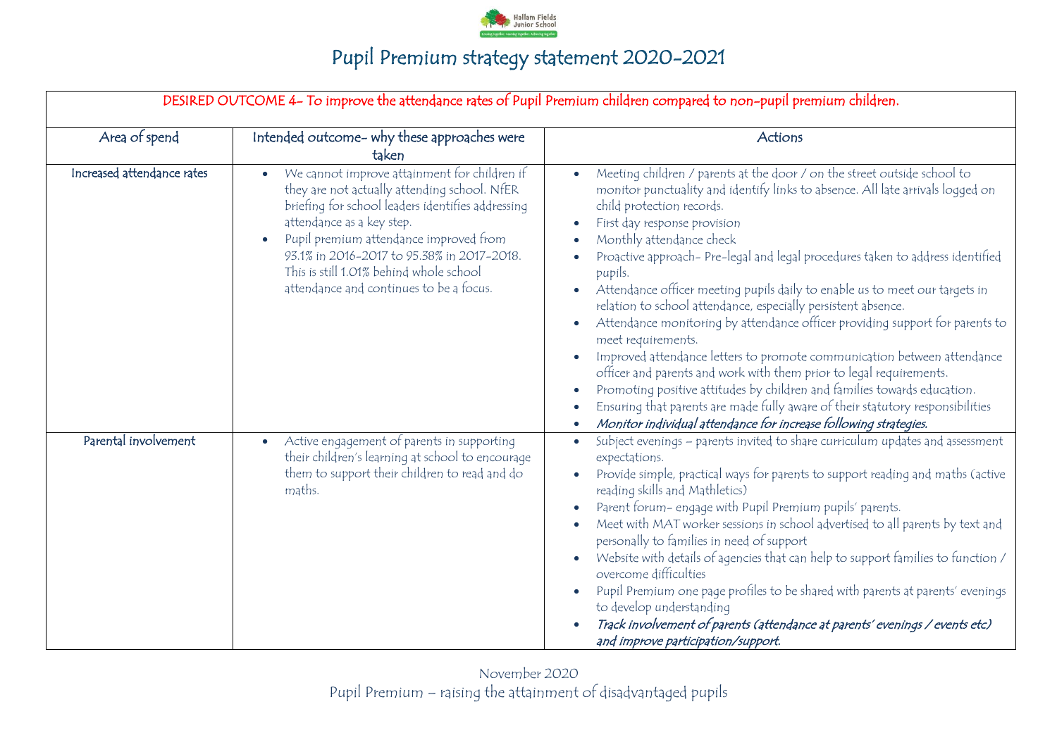# Pupil Premium strategy statement 2020-2021

| DESIRED OUTCOME 4- To improve the attendance rates of Pupil Premium children compared to non-pupil premium children. | | |
|---|---|---|
| **Area of spend** | **Intended outcome- why these approaches were taken** | **Actions** |
| Increased attendance rates | • We cannot improve attainment for children if they are not actually attending school. NfER briefing for school leaders identifies addressing attendance as a key step.<br>• Pupil premium attendance improved from 93.1% in 2016-2017 to 95.38% in 2017-2018. This is still 1.01% behind whole school attendance and continues to be a focus. | • Meeting children / parents at the door / on the street outside school to monitor punctuality and identify links to absence. All late arrivals logged on child protection records.<br>• First day response provision<br>• Monthly attendance check<br>• Proactive approach- Pre-legal and legal procedures taken to address identified pupils.<br>• Attendance officer meeting pupils daily to enable us to meet our targets in relation to school attendance, especially persistent absence.<br>• Attendance monitoring by attendance officer providing support for parents to meet requirements.<br>• Improved attendance letters to promote communication between attendance officer and parents and work with them prior to legal requirements.<br>• Promoting positive attitudes by children and families towards education.<br>• Ensuring that parents are made fully aware of their statutory responsibilities<br>• ***Monitor individual attendance for increase following strategies.*** |
| Parental involvement | • Active engagement of parents in supporting their children's learning at school to encourage them to support their children to read and do maths. | • Subject evenings – parents invited to share curriculum updates and assessment expectations.<br>• Provide simple, practical ways for parents to support reading and maths (active reading skills and Mathletics)<br>• Parent forum- engage with Pupil Premium pupils' parents.<br>• Meet with MAT worker sessions in school advertised to all parents by text and personally to families in need of support<br>• Website with details of agencies that can help to support families to function / overcome difficulties<br>• Pupil Premium one page profiles to be shared with parents at parents' evenings to develop understanding<br>• ***Track involvement of parents (attendance at parents' evenings / events etc) and improve participation/support.*** |

November 2020

Pupil Premium – raising the attainment of disadvantaged pupils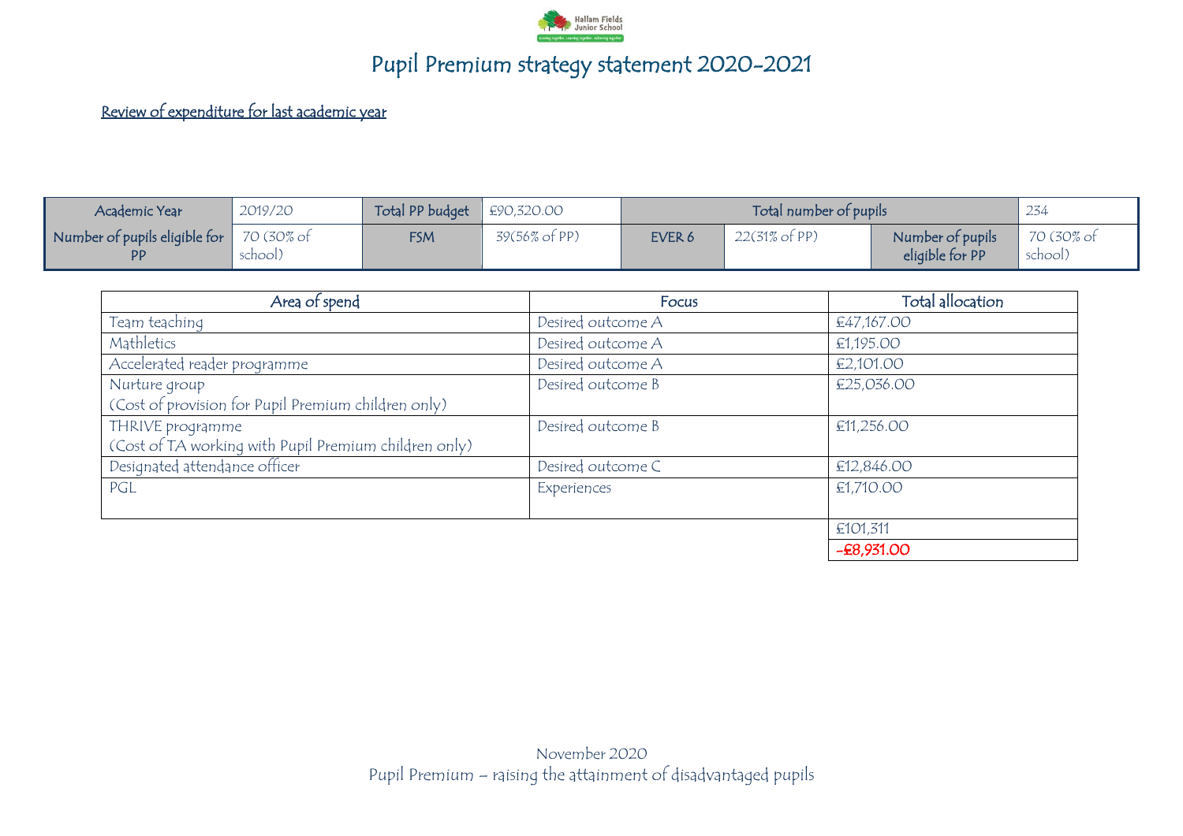# Pupil Premium strategy statement 2020-2021

<u>Review of expenditure for last academic year</u>

| Academic Year | 2019/20 | Total PP budget | £90,320.00 | Total number of pupils | | | 234 |
|---|---|---|---|---|---|---|---|
| Number of pupils eligible for PP | 70 (30% of school) | FSM | 39(56% of PP) | EVER 6 | 22(31% of PP) | Number of pupils eligible for PP | 70 (30% of school) |

| Area of spend | Focus | Total allocation |
|---|---|---|
| Team teaching | Desired outcome A | £47,167.00 |
| Mathletics | Desired outcome A | £1,195.00 |
| Accelerated reader programme | Desired outcome A | £2,101.00 |
| Nurture group<br>(Cost of provision for Pupil Premium children only) | Desired outcome B | £25,036.00 |
| THRIVE programme<br>(Cost of TA working with Pupil Premium children only) | Desired outcome B | £11,256.00 |
| Designated attendance officer | Desired outcome C | £12,846.00 |
| PGL | Experiences | £1,710.00 |
| | | £101,311 |
| | | -£8,931.00 |

November 2020
Pupil Premium – raising the attainment of disadvantaged pupils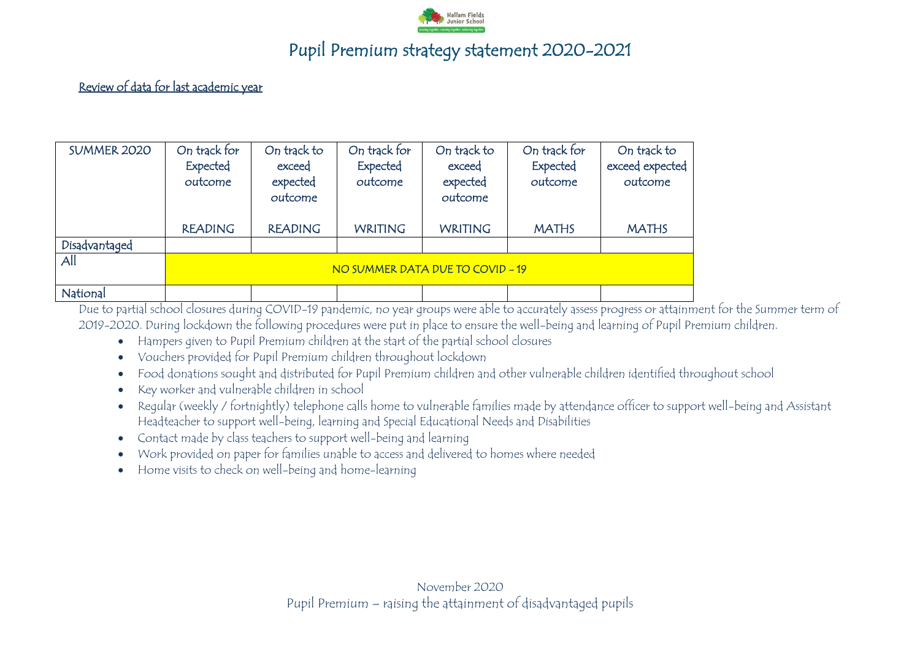# Pupil Premium strategy statement 2020-2021

<u>Review of data for last academic year</u>

| SUMMER 2020 | On track for Expected outcome<br><br>READING | On track to exceed expected outcome<br><br>READING | On track for Expected outcome<br><br>WRITING | On track to exceed expected outcome<br><br>WRITING | On track for Expected outcome<br><br>MATHS | On track to exceed expected outcome<br><br>MATHS |
|---|---|---|---|---|---|---|
| Disadvantaged | | | | | | |
| All | NO SUMMER DATA DUE TO COVID – 19 | | | | | |
| National | | | | | | |

Due to partial school closures during COVID-19 pandemic, no year groups were able to accurately assess progress or attainment for the Summer term of 2019-2020. During lockdown the following procedures were put in place to ensure the well-being and learning of Pupil Premium children.

- Hampers given to Pupil Premium children at the start of the partial school closures
- Vouchers provided for Pupil Premium children throughout lockdown
- Food donations sought and distributed for Pupil Premium children and other vulnerable children identified throughout school
- Key worker and vulnerable children in school
- Regular (weekly / fortnightly) telephone calls home to vulnerable families made by attendance officer to support well-being and Assistant Headteacher to support well-being, learning and Special Educational Needs and Disabilities
- Contact made by class teachers to support well-being and learning
- Work provided on paper for families unable to access and delivered to homes where needed
- Home visits to check on well-being and home-learning